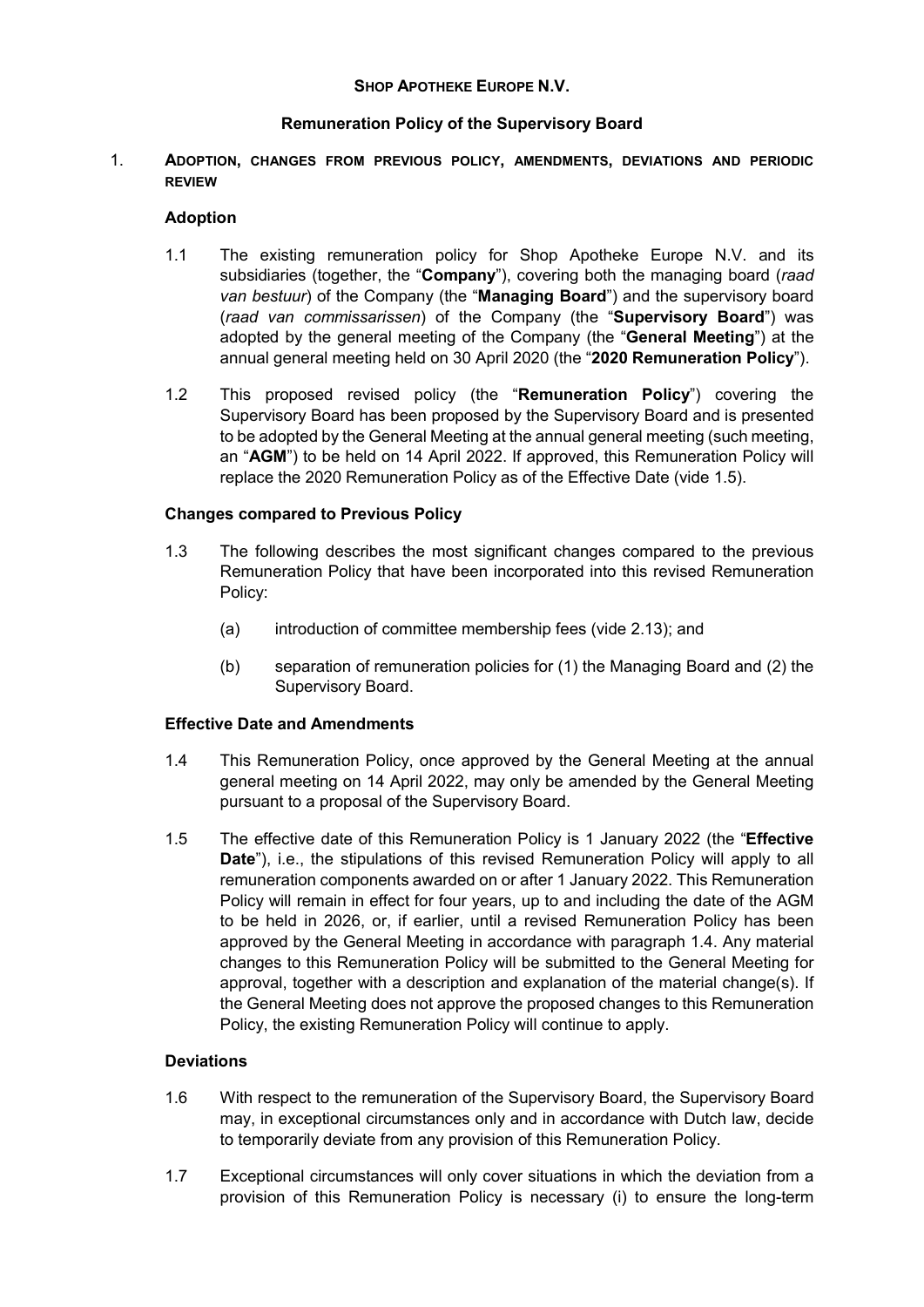**SHOP APOTHEKE EUROPE N.V.**

**Remuneration Policy of the Supervisory Board**

## 1. ADOPTION, CHANGES FROM PREVIOUS POLICY, AMENDMENTS, DEVIATIONS AND PERIODIC REVIEW

### Adoption

1.1 The existing remuneration policy for Shop Apotheke Europe N.V. and its subsidiaries (together, the "**Company**"), covering both the managing board (*raad van bestuur*) of the Company (the "**Managing Board**") and the supervisory board (*raad van commissarissen*) of the Company (the "**Supervisory Board**") was adopted by the general meeting of the Company (the "**General Meeting**") at the annual general meeting held on 30 April 2020 (the "**2020 Remuneration Policy**").

1.2 This proposed revised policy (the "**Remuneration Policy**") covering the Supervisory Board has been proposed by the Supervisory Board and is presented to be adopted by the General Meeting at the annual general meeting (such meeting, an "**AGM**") to be held on 14 April 2022. If approved, this Remuneration Policy will replace the 2020 Remuneration Policy as of the Effective Date (vide 1.5).

### Changes compared to Previous Policy

1.3 The following describes the most significant changes compared to the previous Remuneration Policy that have been incorporated into this revised Remuneration Policy:

(a) introduction of committee membership fees (vide 2.13); and

(b) separation of remuneration policies for (1) the Managing Board and (2) the Supervisory Board.

### Effective Date and Amendments

1.4 This Remuneration Policy, once approved by the General Meeting at the annual general meeting on 14 April 2022, may only be amended by the General Meeting pursuant to a proposal of the Supervisory Board.

1.5 The effective date of this Remuneration Policy is 1 January 2022 (the "**Effective Date**"), i.e., the stipulations of this revised Remuneration Policy will apply to all remuneration components awarded on or after 1 January 2022. This Remuneration Policy will remain in effect for four years, up to and including the date of the AGM to be held in 2026, or, if earlier, until a revised Remuneration Policy has been approved by the General Meeting in accordance with paragraph 1.4. Any material changes to this Remuneration Policy will be submitted to the General Meeting for approval, together with a description and explanation of the material change(s). If the General Meeting does not approve the proposed changes to this Remuneration Policy, the existing Remuneration Policy will continue to apply.

### Deviations

1.6 With respect to the remuneration of the Supervisory Board, the Supervisory Board may, in exceptional circumstances only and in accordance with Dutch law, decide to temporarily deviate from any provision of this Remuneration Policy.

1.7 Exceptional circumstances will only cover situations in which the deviation from a provision of this Remuneration Policy is necessary (i) to ensure the long-term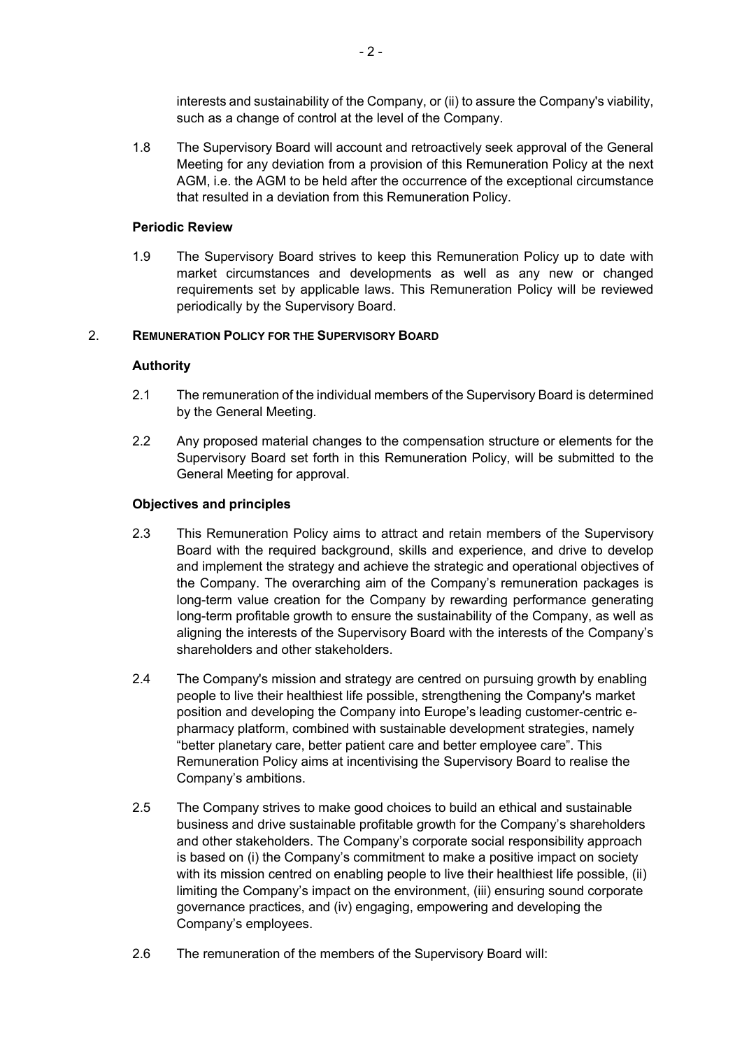interests and sustainability of the Company, or (ii) to assure the Company's viability, such as a change of control at the level of the Company.

1.8 The Supervisory Board will account and retroactively seek approval of the General Meeting for any deviation from a provision of this Remuneration Policy at the next AGM, i.e. the AGM to be held after the occurrence of the exceptional circumstance that resulted in a deviation from this Remuneration Policy.

**Periodic Review**

1.9 The Supervisory Board strives to keep this Remuneration Policy up to date with market circumstances and developments as well as any new or changed requirements set by applicable laws. This Remuneration Policy will be reviewed periodically by the Supervisory Board.

## 2. REMUNERATION POLICY FOR THE SUPERVISORY BOARD

**Authority**

2.1 The remuneration of the individual members of the Supervisory Board is determined by the General Meeting.

2.2 Any proposed material changes to the compensation structure or elements for the Supervisory Board set forth in this Remuneration Policy, will be submitted to the General Meeting for approval.

**Objectives and principles**

2.3 This Remuneration Policy aims to attract and retain members of the Supervisory Board with the required background, skills and experience, and drive to develop and implement the strategy and achieve the strategic and operational objectives of the Company. The overarching aim of the Company's remuneration packages is long-term value creation for the Company by rewarding performance generating long-term profitable growth to ensure the sustainability of the Company, as well as aligning the interests of the Supervisory Board with the interests of the Company's shareholders and other stakeholders.

2.4 The Company's mission and strategy are centred on pursuing growth by enabling people to live their healthiest life possible, strengthening the Company's market position and developing the Company into Europe's leading customer-centric e-pharmacy platform, combined with sustainable development strategies, namely "better planetary care, better patient care and better employee care". This Remuneration Policy aims at incentivising the Supervisory Board to realise the Company's ambitions.

2.5 The Company strives to make good choices to build an ethical and sustainable business and drive sustainable profitable growth for the Company's shareholders and other stakeholders. The Company's corporate social responsibility approach is based on (i) the Company's commitment to make a positive impact on society with its mission centred on enabling people to live their healthiest life possible, (ii) limiting the Company's impact on the environment, (iii) ensuring sound corporate governance practices, and (iv) engaging, empowering and developing the Company's employees.

2.6 The remuneration of the members of the Supervisory Board will: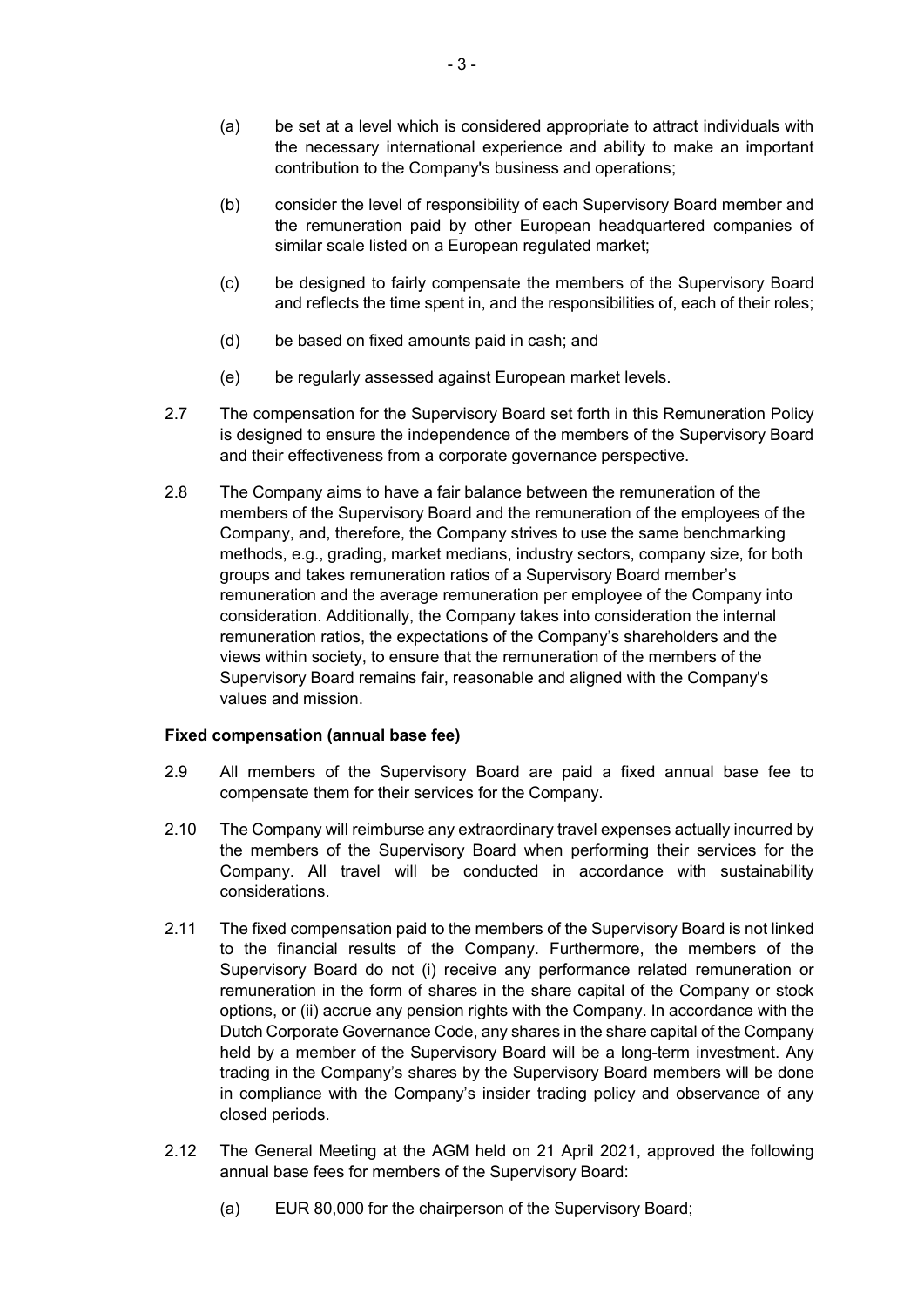(a) be set at a level which is considered appropriate to attract individuals with the necessary international experience and ability to make an important contribution to the Company's business and operations;

(b) consider the level of responsibility of each Supervisory Board member and the remuneration paid by other European headquartered companies of similar scale listed on a European regulated market;

(c) be designed to fairly compensate the members of the Supervisory Board and reflects the time spent in, and the responsibilities of, each of their roles;

(d) be based on fixed amounts paid in cash; and

(e) be regularly assessed against European market levels.

2.7 The compensation for the Supervisory Board set forth in this Remuneration Policy is designed to ensure the independence of the members of the Supervisory Board and their effectiveness from a corporate governance perspective.

2.8 The Company aims to have a fair balance between the remuneration of the members of the Supervisory Board and the remuneration of the employees of the Company, and, therefore, the Company strives to use the same benchmarking methods, e.g., grading, market medians, industry sectors, company size, for both groups and takes remuneration ratios of a Supervisory Board member's remuneration and the average remuneration per employee of the Company into consideration. Additionally, the Company takes into consideration the internal remuneration ratios, the expectations of the Company's shareholders and the views within society, to ensure that the remuneration of the members of the Supervisory Board remains fair, reasonable and aligned with the Company's values and mission.

**Fixed compensation (annual base fee)**

2.9 All members of the Supervisory Board are paid a fixed annual base fee to compensate them for their services for the Company.

2.10 The Company will reimburse any extraordinary travel expenses actually incurred by the members of the Supervisory Board when performing their services for the Company. All travel will be conducted in accordance with sustainability considerations.

2.11 The fixed compensation paid to the members of the Supervisory Board is not linked to the financial results of the Company. Furthermore, the members of the Supervisory Board do not (i) receive any performance related remuneration or remuneration in the form of shares in the share capital of the Company or stock options, or (ii) accrue any pension rights with the Company. In accordance with the Dutch Corporate Governance Code, any shares in the share capital of the Company held by a member of the Supervisory Board will be a long-term investment. Any trading in the Company's shares by the Supervisory Board members will be done in compliance with the Company's insider trading policy and observance of any closed periods.

2.12 The General Meeting at the AGM held on 21 April 2021, approved the following annual base fees for members of the Supervisory Board:

(a) EUR 80,000 for the chairperson of the Supervisory Board;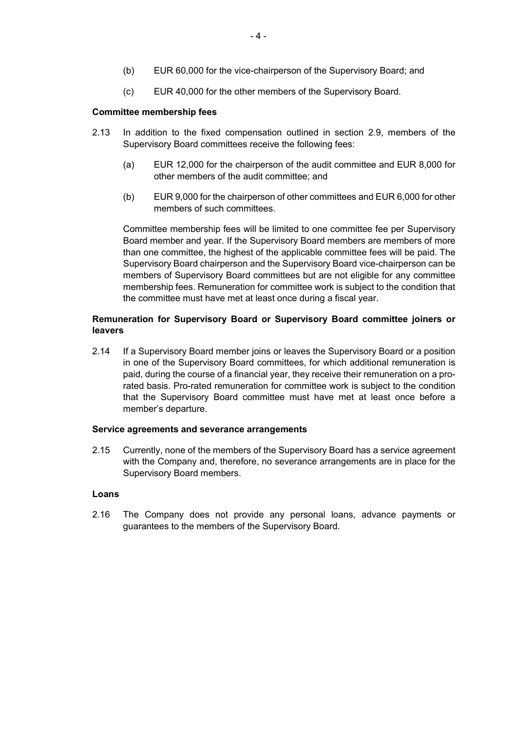(b) EUR 60,000 for the vice-chairperson of the Supervisory Board; and

(c) EUR 40,000 for the other members of the Supervisory Board.

**Committee membership fees**

2.13 In addition to the fixed compensation outlined in section 2.9, members of the Supervisory Board committees receive the following fees:

(a) EUR 12,000 for the chairperson of the audit committee and EUR 8,000 for other members of the audit committee; and

(b) EUR 9,000 for the chairperson of other committees and EUR 6,000 for other members of such committees.

Committee membership fees will be limited to one committee fee per Supervisory Board member and year. If the Supervisory Board members are members of more than one committee, the highest of the applicable committee fees will be paid. The Supervisory Board chairperson and the Supervisory Board vice-chairperson can be members of Supervisory Board committees but are not eligible for any committee membership fees. Remuneration for committee work is subject to the condition that the committee must have met at least once during a fiscal year.

**Remuneration for Supervisory Board or Supervisory Board committee joiners or leavers**

2.14 If a Supervisory Board member joins or leaves the Supervisory Board or a position in one of the Supervisory Board committees, for which additional remuneration is paid, during the course of a financial year, they receive their remuneration on a pro-rated basis. Pro-rated remuneration for committee work is subject to the condition that the Supervisory Board committee must have met at least once before a member's departure.

**Service agreements and severance arrangements**

2.15 Currently, none of the members of the Supervisory Board has a service agreement with the Company and, therefore, no severance arrangements are in place for the Supervisory Board members.

**Loans**

2.16 The Company does not provide any personal loans, advance payments or guarantees to the members of the Supervisory Board.